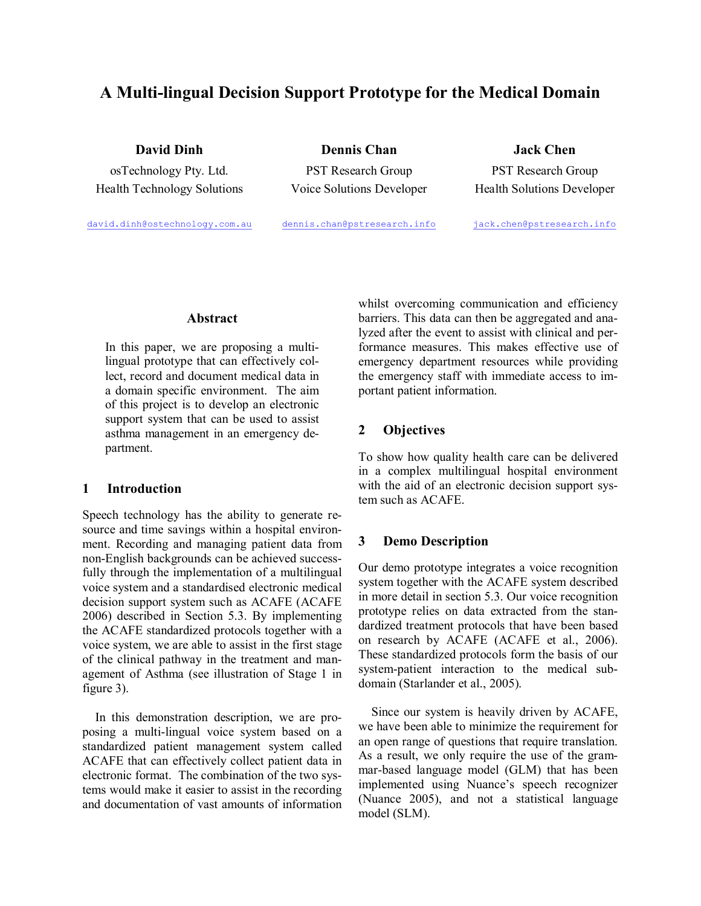# A Multi-lingual Decision Support Prototype for the Medical Domain

**David Dinh**
osTechnology Pty. Ltd.
Health Technology Solutions
david.dinh@ostechnology.com.au

**Dennis Chan**
PST Research Group
Voice Solutions Developer
dennis.chan@pstresearch.info

**Jack Chen**
PST Research Group
Health Solutions Developer
jack.chen@pstresearch.info

### Abstract

In this paper, we are proposing a multi-lingual prototype that can effectively collect, record and document medical data in a domain specific environment. The aim of this project is to develop an electronic support system that can be used to assist asthma management in an emergency department.

## 1 Introduction

Speech technology has the ability to generate resource and time savings within a hospital environment. Recording and managing patient data from non-English backgrounds can be achieved successfully through the implementation of a multilingual voice system and a standardised electronic medical decision support system such as ACAFE (ACAFE 2006) described in Section 5.3. By implementing the ACAFE standardized protocols together with a voice system, we are able to assist in the first stage of the clinical pathway in the treatment and management of Asthma (see illustration of Stage 1 in figure 3).

In this demonstration description, we are proposing a multi-lingual voice system based on a standardized patient management system called ACAFE that can effectively collect patient data in electronic format. The combination of the two systems would make it easier to assist in the recording and documentation of vast amounts of information whilst overcoming communication and efficiency barriers. This data can then be aggregated and analyzed after the event to assist with clinical and performance measures. This makes effective use of emergency department resources while providing the emergency staff with immediate access to important patient information.

## 2 Objectives

To show how quality health care can be delivered in a complex multilingual hospital environment with the aid of an electronic decision support system such as ACAFE.

## 3 Demo Description

Our demo prototype integrates a voice recognition system together with the ACAFE system described in more detail in section 5.3. Our voice recognition prototype relies on data extracted from the standardized treatment protocols that have been based on research by ACAFE (ACAFE et al., 2006). These standardized protocols form the basis of our system-patient interaction to the medical subdomain (Starlander et al., 2005).

Since our system is heavily driven by ACAFE, we have been able to minimize the requirement for an open range of questions that require translation. As a result, we only require the use of the grammar-based language model (GLM) that has been implemented using Nuance's speech recognizer (Nuance 2005), and not a statistical language model (SLM).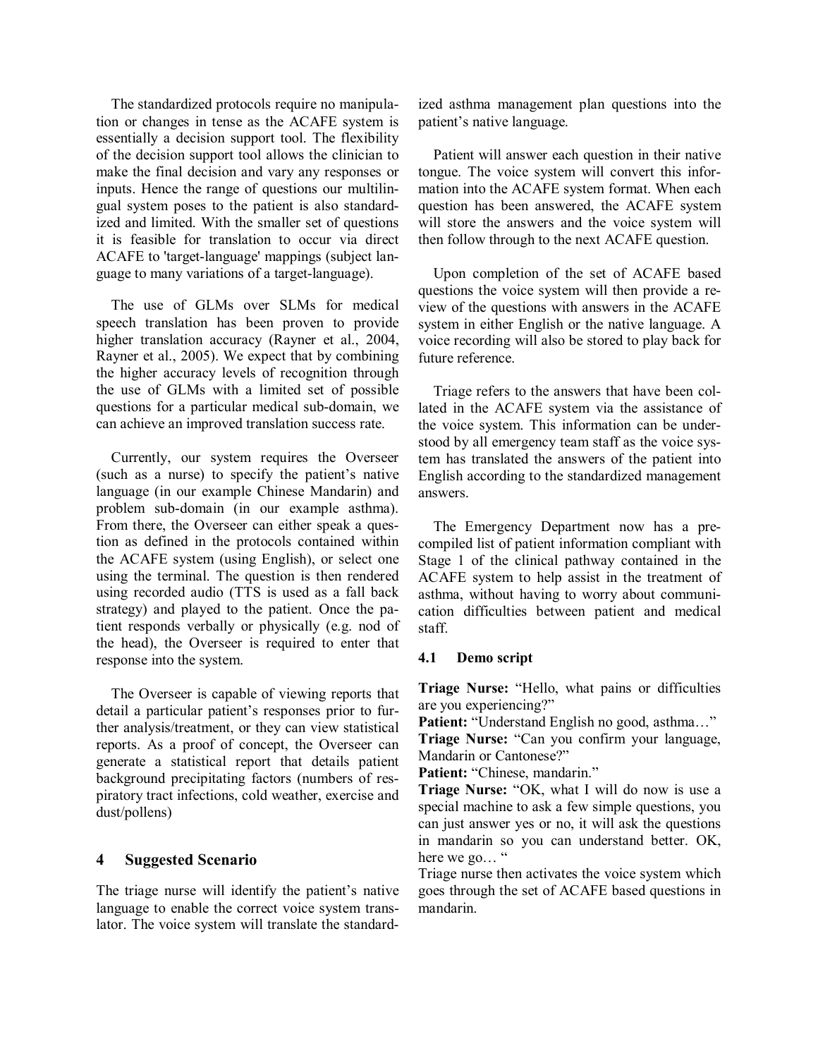The standardized protocols require no manipulation or changes in tense as the ACAFE system is essentially a decision support tool. The flexibility of the decision support tool allows the clinician to make the final decision and vary any responses or inputs. Hence the range of questions our multilingual system poses to the patient is also standardized and limited. With the smaller set of questions it is feasible for translation to occur via direct ACAFE to 'target-language' mappings (subject language to many variations of a target-language).

The use of GLMs over SLMs for medical speech translation has been proven to provide higher translation accuracy (Rayner et al., 2004, Rayner et al., 2005). We expect that by combining the higher accuracy levels of recognition through the use of GLMs with a limited set of possible questions for a particular medical sub-domain, we can achieve an improved translation success rate.

Currently, our system requires the Overseer (such as a nurse) to specify the patient's native language (in our example Chinese Mandarin) and problem sub-domain (in our example asthma). From there, the Overseer can either speak a question as defined in the protocols contained within the ACAFE system (using English), or select one using the terminal. The question is then rendered using recorded audio (TTS is used as a fall back strategy) and played to the patient. Once the patient responds verbally or physically (e.g. nod of the head), the Overseer is required to enter that response into the system.

The Overseer is capable of viewing reports that detail a particular patient's responses prior to further analysis/treatment, or they can view statistical reports. As a proof of concept, the Overseer can generate a statistical report that details patient background precipitating factors (numbers of respiratory tract infections, cold weather, exercise and dust/pollens)

## 4 Suggested Scenario

The triage nurse will identify the patient's native language to enable the correct voice system translator. The voice system will translate the standardized asthma management plan questions into the patient's native language.

Patient will answer each question in their native tongue. The voice system will convert this information into the ACAFE system format. When each question has been answered, the ACAFE system will store the answers and the voice system will then follow through to the next ACAFE question.

Upon completion of the set of ACAFE based questions the voice system will then provide a review of the questions with answers in the ACAFE system in either English or the native language. A voice recording will also be stored to play back for future reference.

Triage refers to the answers that have been collated in the ACAFE system via the assistance of the voice system. This information can be understood by all emergency team staff as the voice system has translated the answers of the patient into English according to the standardized management answers.

The Emergency Department now has a precompiled list of patient information compliant with Stage 1 of the clinical pathway contained in the ACAFE system to help assist in the treatment of asthma, without having to worry about communication difficulties between patient and medical staff.

### 4.1 Demo script

**Triage Nurse:** "Hello, what pains or difficulties are you experiencing?"
**Patient:** "Understand English no good, asthma…"
**Triage Nurse:** "Can you confirm your language, Mandarin or Cantonese?"
**Patient:** "Chinese, mandarin."
**Triage Nurse:** "OK, what I will do now is use a special machine to ask a few simple questions, you can just answer yes or no, it will ask the questions in mandarin so you can understand better. OK, here we go… "
Triage nurse then activates the voice system which goes through the set of ACAFE based questions in mandarin.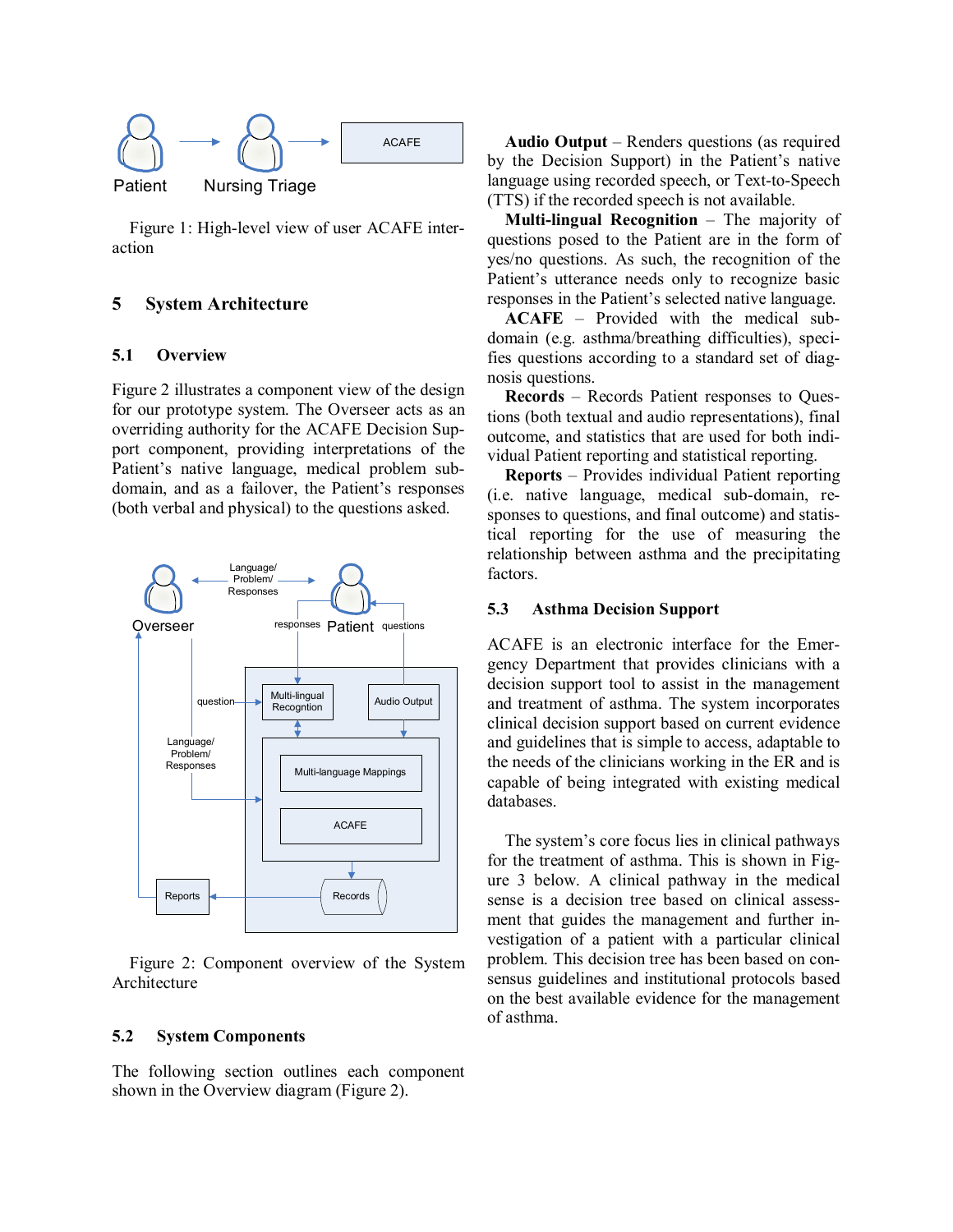Figure 1: High-level view of user ACAFE interaction

## 5 System Architecture

### 5.1 Overview

Figure 2 illustrates a component view of the design for our prototype system. The Overseer acts as an overriding authority for the ACAFE Decision Support component, providing interpretations of the Patient's native language, medical problem sub-domain, and as a failover, the Patient's responses (both verbal and physical) to the questions asked.

Figure 2: Component overview of the System Architecture

### 5.2 System Components

The following section outlines each component shown in the Overview diagram (Figure 2).

**Audio Output** – Renders questions (as required by the Decision Support) in the Patient's native language using recorded speech, or Text-to-Speech (TTS) if the recorded speech is not available.

**Multi-lingual Recognition** – The majority of questions posed to the Patient are in the form of yes/no questions. As such, the recognition of the Patient's utterance needs only to recognize basic responses in the Patient's selected native language.

**ACAFE** – Provided with the medical sub-domain (e.g. asthma/breathing difficulties), specifies questions according to a standard set of diagnosis questions.

**Records** – Records Patient responses to Questions (both textual and audio representations), final outcome, and statistics that are used for both individual Patient reporting and statistical reporting.

**Reports** – Provides individual Patient reporting (i.e. native language, medical sub-domain, responses to questions, and final outcome) and statistical reporting for the use of measuring the relationship between asthma and the precipitating factors.

### 5.3 Asthma Decision Support

ACAFE is an electronic interface for the Emergency Department that provides clinicians with a decision support tool to assist in the management and treatment of asthma. The system incorporates clinical decision support based on current evidence and guidelines that is simple to access, adaptable to the needs of the clinicians working in the ER and is capable of being integrated with existing medical databases.

The system's core focus lies in clinical pathways for the treatment of asthma. This is shown in Figure 3 below. A clinical pathway in the medical sense is a decision tree based on clinical assessment that guides the management and further investigation of a patient with a particular clinical problem. This decision tree has been based on consensus guidelines and institutional protocols based on the best available evidence for the management of asthma.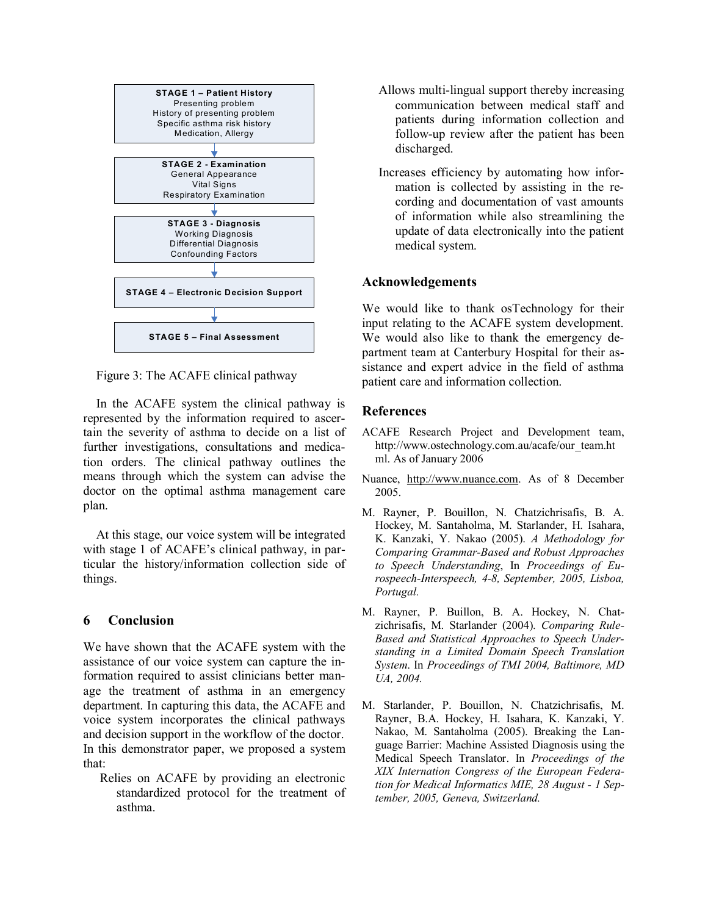STAGE 1 – Patient History
Presenting problem
History of presenting problem
Specific asthma risk history
Medication, Allergy

STAGE 2 - Examination
General Appearance
Vital Signs
Respiratory Examination

STAGE 3 - Diagnosis
Working Diagnosis
Differential Diagnosis
Confounding Factors

STAGE 4 – Electronic Decision Support

STAGE 5 – Final Assessment

Figure 3: The ACAFE clinical pathway

In the ACAFE system the clinical pathway is represented by the information required to ascertain the severity of asthma to decide on a list of further investigations, consultations and medication orders. The clinical pathway outlines the means through which the system can advise the doctor on the optimal asthma management care plan.

At this stage, our voice system will be integrated with stage 1 of ACAFE's clinical pathway, in particular the history/information collection side of things.

## 6 Conclusion

We have shown that the ACAFE system with the assistance of our voice system can capture the information required to assist clinicians better manage the treatment of asthma in an emergency department. In capturing this data, the ACAFE and voice system incorporates the clinical pathways and decision support in the workflow of the doctor. In this demonstrator paper, we proposed a system that:

- Relies on ACAFE by providing an electronic standardized protocol for the treatment of asthma.
- Allows multi-lingual support thereby increasing communication between medical staff and patients during information collection and follow-up review after the patient has been discharged.
- Increases efficiency by automating how information is collected by assisting in the recording and documentation of vast amounts of information while also streamlining the update of data electronically into the patient medical system.

## Acknowledgements

We would like to thank osTechnology for their input relating to the ACAFE system development. We would also like to thank the emergency department team at Canterbury Hospital for their assistance and expert advice in the field of asthma patient care and information collection.

## References

ACAFE Research Project and Development team, http://www.ostechnology.com.au/acafe/our_team.html. As of January 2006

Nuance, http://www.nuance.com. As of 8 December 2005.

M. Rayner, P. Bouillon, N. Chatzichrisafis, B. A. Hockey, M. Santaholma, M. Starlander, H. Isahara, K. Kanzaki, Y. Nakao (2005). *A Methodology for Comparing Grammar-Based and Robust Approaches to Speech Understanding*, In *Proceedings of Eurospeech-Interspeech, 4-8, September, 2005, Lisboa, Portugal.*

M. Rayner, P. Buillon, B. A. Hockey, N. Chatzichrisafis, M. Starlander (2004). *Comparing Rule-Based and Statistical Approaches to Speech Understanding in a Limited Domain Speech Translation System*. In *Proceedings of TMI 2004, Baltimore, MD UA, 2004.*

M. Starlander, P. Bouillon, N. Chatzichrisafis, M. Rayner, B.A. Hockey, H. Isahara, K. Kanzaki, Y. Nakao, M. Santaholma (2005). Breaking the Language Barrier: Machine Assisted Diagnosis using the Medical Speech Translator. In *Proceedings of the XIX International Congress of the European Federation for Medical Informatics MIE, 28 August - 1 September, 2005, Geneva, Switzerland.*